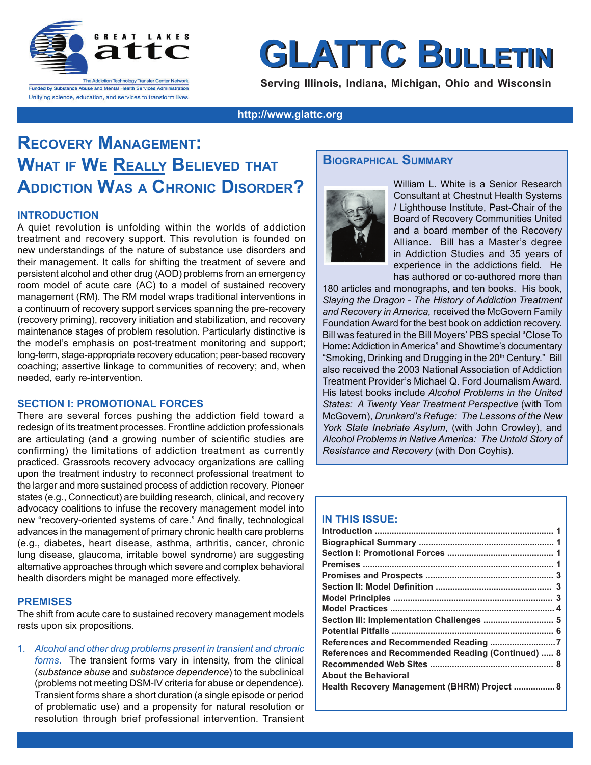# GLATTC Bulletin

Great Lakes attc

The Addiction Technology Transfer Center Network

Funded by Substance Abuse and Mental Health Services Administration

Unifying science, education, and services to transform lives

Serving Illinois, Indiana, Michigan, Ohio and Wisconsin

http://www.glattc.org

# Recovery Management: What if We Really Believed that Addiction Was a Chronic Disorder?

## INTRODUCTION

A quiet revolution is unfolding within the worlds of addiction treatment and recovery support. This revolution is founded on new understandings of the nature of substance use disorders and their management. It calls for shifting the treatment of severe and persistent alcohol and other drug (AOD) problems from an emergency room model of acute care (AC) to a model of sustained recovery management (RM). The RM model wraps traditional interventions in a continuum of recovery support services spanning the pre-recovery (recovery priming), recovery initiation and stabilization, and recovery maintenance stages of problem resolution. Particularly distinctive is the model's emphasis on post-treatment monitoring and support; long-term, stage-appropriate recovery education; peer-based recovery coaching; assertive linkage to communities of recovery; and, when needed, early re-intervention.

## SECTION I: PROMOTIONAL FORCES

There are several forces pushing the addiction field toward a redesign of its treatment processes. Frontline addiction professionals are articulating (and a growing number of scientific studies are confirming) the limitations of addiction treatment as currently practiced. Grassroots recovery advocacy organizations are calling upon the treatment industry to reconnect professional treatment to the larger and more sustained process of addiction recovery. Pioneer states (e.g., Connecticut) are building research, clinical, and recovery advocacy coalitions to infuse the recovery management model into new "recovery-oriented systems of care." And finally, technological advances in the management of primary chronic health care problems (e.g., diabetes, heart disease, asthma, arthritis, cancer, chronic lung disease, glaucoma, irritable bowel syndrome) are suggesting alternative approaches through which severe and complex behavioral health disorders might be managed more effectively.

## PREMISES

The shift from acute care to sustained recovery management models rests upon six propositions.

1. *Alcohol and other drug problems present in transient and chronic forms.* The transient forms vary in intensity, from the clinical (*substance abuse* and *substance dependence*) to the subclinical (problems not meeting DSM-IV criteria for abuse or dependence). Transient forms share a short duration (a single episode or period of problematic use) and a propensity for natural resolution or resolution through brief professional intervention. Transient

## Biographical Summary

William L. White is a Senior Research Consultant at Chestnut Health Systems / Lighthouse Institute, Past-Chair of the Board of Recovery Communities United and a board member of the Recovery Alliance. Bill has a Master's degree in Addiction Studies and 35 years of experience in the addictions field. He has authored or co-authored more than 180 articles and monographs, and ten books. His book, *Slaying the Dragon - The History of Addiction Treatment and Recovery in America,* received the McGovern Family Foundation Award for the best book on addiction recovery. Bill was featured in the Bill Moyers' PBS special "Close To Home: Addiction in America" and Showtime's documentary "Smoking, Drinking and Drugging in the 20th Century." Bill also received the 2003 National Association of Addiction Treatment Provider's Michael Q. Ford Journalism Award. His latest books include *Alcohol Problems in the United States: A Twenty Year Treatment Perspective* (with Tom McGovern), *Drunkard's Refuge: The Lessons of the New York State Inebriate Asylum*, (with John Crowley), and *Alcohol Problems in Native America: The Untold Story of Resistance and Recovery* (with Don Coyhis).

## IN THIS ISSUE:

| | |
|---|---|
| Introduction | 1 |
| Biographical Summary | 1 |
| Section I: Promotional Forces | 1 |
| Premises | 1 |
| Promises and Prospects | 3 |
| Section II: Model Definition | 3 |
| Model Principles | 3 |
| Model Practices | 4 |
| Section III: Implementation Challenges | 5 |
| Potential Pitfalls | 6 |
| References and Recommended Reading | 7 |
| References and Recommended Reading (Continued) | 8 |
| Recommended Web Sites | 8 |
| About the Behavioral Health Recovery Management (BHRM) Project | 8 |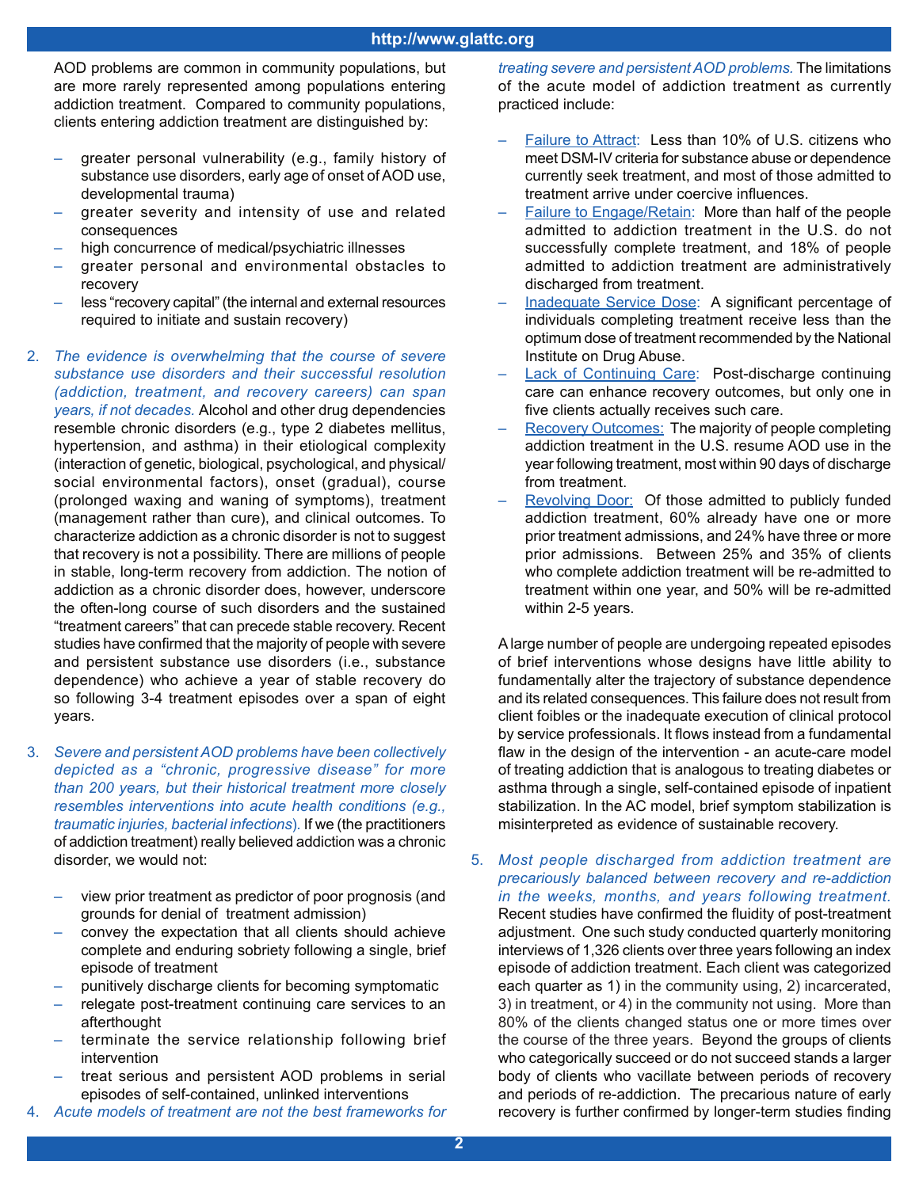AOD problems are common in community populations, but are more rarely represented among populations entering addiction treatment. Compared to community populations, clients entering addiction treatment are distinguished by:

- greater personal vulnerability (e.g., family history of substance use disorders, early age of onset of AOD use, developmental trauma)
- greater severity and intensity of use and related consequences
- high concurrence of medical/psychiatric illnesses
- greater personal and environmental obstacles to recovery
- less "recovery capital" (the internal and external resources required to initiate and sustain recovery)

2. *The evidence is overwhelming that the course of severe substance use disorders and their successful resolution (addiction, treatment, and recovery careers) can span years, if not decades.* Alcohol and other drug dependencies resemble chronic disorders (e.g., type 2 diabetes mellitus, hypertension, and asthma) in their etiological complexity (interaction of genetic, biological, psychological, and physical/social environmental factors), onset (gradual), course (prolonged waxing and waning of symptoms), treatment (management rather than cure), and clinical outcomes. To characterize addiction as a chronic disorder is not to suggest that recovery is not a possibility. There are millions of people in stable, long-term recovery from addiction. The notion of addiction as a chronic disorder does, however, underscore the often-long course of such disorders and the sustained "treatment careers" that can precede stable recovery. Recent studies have confirmed that the majority of people with severe and persistent substance use disorders (i.e., substance dependence) who achieve a year of stable recovery do so following 3-4 treatment episodes over a span of eight years.

3. *Severe and persistent AOD problems have been collectively depicted as a "chronic, progressive disease" for more than 200 years, but their historical treatment more closely resembles interventions into acute health conditions (e.g., traumatic injuries, bacterial infections).* If we (the practitioners of addiction treatment) really believed addiction was a chronic disorder, we would not:

   - view prior treatment as predictor of poor prognosis (and grounds for denial of treatment admission)
   - convey the expectation that all clients should achieve complete and enduring sobriety following a single, brief episode of treatment
   - punitively discharge clients for becoming symptomatic
   - relegate post-treatment continuing care services to an afterthought
   - terminate the service relationship following brief intervention
   - treat serious and persistent AOD problems in serial episodes of self-contained, unlinked interventions

4. *Acute models of treatment are not the best frameworks for treating severe and persistent AOD problems.* The limitations of the acute model of addiction treatment as currently practiced include:

   - Failure to Attract: Less than 10% of U.S. citizens who meet DSM-IV criteria for substance abuse or dependence currently seek treatment, and most of those admitted to treatment arrive under coercive influences.
   - Failure to Engage/Retain: More than half of the people admitted to addiction treatment in the U.S. do not successfully complete treatment, and 18% of people admitted to addiction treatment are administratively discharged from treatment.
   - Inadequate Service Dose: A significant percentage of individuals completing treatment receive less than the optimum dose of treatment recommended by the National Institute on Drug Abuse.
   - Lack of Continuing Care: Post-discharge continuing care can enhance recovery outcomes, but only one in five clients actually receives such care.
   - Recovery Outcomes: The majority of people completing addiction treatment in the U.S. resume AOD use in the year following treatment, most within 90 days of discharge from treatment.
   - Revolving Door: Of those admitted to publicly funded addiction treatment, 60% already have one or more prior treatment admissions, and 24% have three or more prior admissions. Between 25% and 35% of clients who complete addiction treatment will be re-admitted to treatment within one year, and 50% will be re-admitted within 2-5 years.

   A large number of people are undergoing repeated episodes of brief interventions whose designs have little ability to fundamentally alter the trajectory of substance dependence and its related consequences. This failure does not result from client foibles or the inadequate execution of clinical protocol by service professionals. It flows instead from a fundamental flaw in the design of the intervention - an acute-care model of treating addiction that is analogous to treating diabetes or asthma through a single, self-contained episode of inpatient stabilization. In the AC model, brief symptom stabilization is misinterpreted as evidence of sustainable recovery.

5. *Most people discharged from addiction treatment are precariously balanced between recovery and re-addiction in the weeks, months, and years following treatment.* Recent studies have confirmed the fluidity of post-treatment adjustment. One such study conducted quarterly monitoring interviews of 1,326 clients over three years following an index episode of addiction treatment. Each client was categorized each quarter as 1) in the community using, 2) incarcerated, 3) in treatment, or 4) in the community not using. More than 80% of the clients changed status one or more times over the course of the three years. Beyond the groups of clients who categorically succeed or do not succeed stands a larger body of clients who vacillate between periods of recovery and periods of re-addiction. The precarious nature of early recovery is further confirmed by longer-term studies finding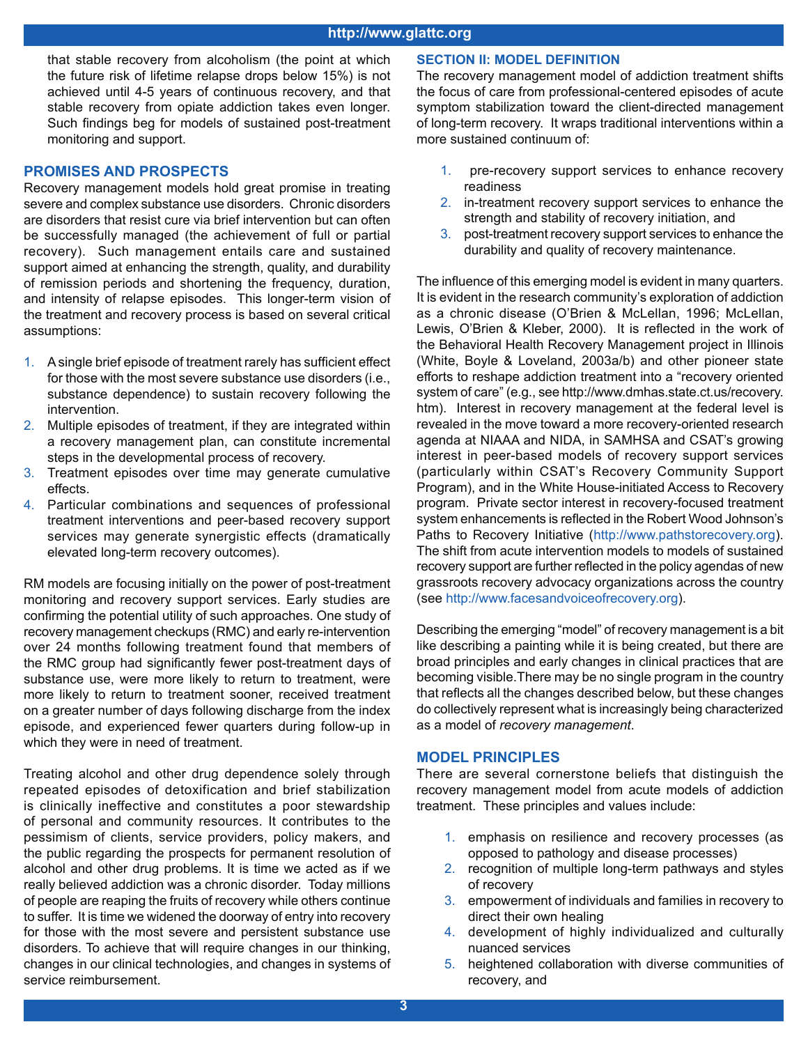that stable recovery from alcoholism (the point at which the future risk of lifetime relapse drops below 15%) is not achieved until 4-5 years of continuous recovery, and that stable recovery from opiate addiction takes even longer. Such findings beg for models of sustained post-treatment monitoring and support.

## PROMISES AND PROSPECTS

Recovery management models hold great promise in treating severe and complex substance use disorders. Chronic disorders are disorders that resist cure via brief intervention but can often be successfully managed (the achievement of full or partial recovery). Such management entails care and sustained support aimed at enhancing the strength, quality, and durability of remission periods and shortening the frequency, duration, and intensity of relapse episodes. This longer-term vision of the treatment and recovery process is based on several critical assumptions:

1. A single brief episode of treatment rarely has sufficient effect for those with the most severe substance use disorders (i.e., substance dependence) to sustain recovery following the intervention.
2. Multiple episodes of treatment, if they are integrated within a recovery management plan, can constitute incremental steps in the developmental process of recovery.
3. Treatment episodes over time may generate cumulative effects.
4. Particular combinations and sequences of professional treatment interventions and peer-based recovery support services may generate synergistic effects (dramatically elevated long-term recovery outcomes).

RM models are focusing initially on the power of post-treatment monitoring and recovery support services. Early studies are confirming the potential utility of such approaches. One study of recovery management checkups (RMC) and early re-intervention over 24 months following treatment found that members of the RMC group had significantly fewer post-treatment days of substance use, were more likely to return to treatment, were more likely to return to treatment sooner, received treatment on a greater number of days following discharge from the index episode, and experienced fewer quarters during follow-up in which they were in need of treatment.

Treating alcohol and other drug dependence solely through repeated episodes of detoxification and brief stabilization is clinically ineffective and constitutes a poor stewardship of personal and community resources. It contributes to the pessimism of clients, service providers, policy makers, and the public regarding the prospects for permanent resolution of alcohol and other drug problems. It is time we acted as if we really believed addiction was a chronic disorder. Today millions of people are reaping the fruits of recovery while others continue to suffer. It is time we widened the doorway of entry into recovery for those with the most severe and persistent substance use disorders. To achieve that will require changes in our thinking, changes in our clinical technologies, and changes in systems of service reimbursement.

## SECTION II: MODEL DEFINITION

The recovery management model of addiction treatment shifts the focus of care from professional-centered episodes of acute symptom stabilization toward the client-directed management of long-term recovery. It wraps traditional interventions within a more sustained continuum of:

1. pre-recovery support services to enhance recovery readiness
2. in-treatment recovery support services to enhance the strength and stability of recovery initiation, and
3. post-treatment recovery support services to enhance the durability and quality of recovery maintenance.

The influence of this emerging model is evident in many quarters. It is evident in the research community's exploration of addiction as a chronic disease (O'Brien & McLellan, 1996; McLellan, Lewis, O'Brien & Kleber, 2000). It is reflected in the work of the Behavioral Health Recovery Management project in Illinois (White, Boyle & Loveland, 2003a/b) and other pioneer state efforts to reshape addiction treatment into a "recovery oriented system of care" (e.g., see http://www.dmhas.state.ct.us/recovery.htm). Interest in recovery management at the federal level is revealed in the move toward a more recovery-oriented research agenda at NIAAA and NIDA, in SAMHSA and CSAT's growing interest in peer-based models of recovery support services (particularly within CSAT's Recovery Community Support Program), and in the White House-initiated Access to Recovery program. Private sector interest in recovery-focused treatment system enhancements is reflected in the Robert Wood Johnson's Paths to Recovery Initiative (http://www.pathstorecovery.org). The shift from acute intervention models to models of sustained recovery support are further reflected in the policy agendas of new grassroots recovery advocacy organizations across the country (see http://www.facesandvoiceofrecovery.org).

Describing the emerging "model" of recovery management is a bit like describing a painting while it is being created, but there are broad principles and early changes in clinical practices that are becoming visible. There may be no single program in the country that reflects all the changes described below, but these changes do collectively represent what is increasingly being characterized as a model of *recovery management*.

## MODEL PRINCIPLES

There are several cornerstone beliefs that distinguish the recovery management model from acute models of addiction treatment. These principles and values include:

1. emphasis on resilience and recovery processes (as opposed to pathology and disease processes)
2. recognition of multiple long-term pathways and styles of recovery
3. empowerment of individuals and families in recovery to direct their own healing
4. development of highly individualized and culturally nuanced services
5. heightened collaboration with diverse communities of recovery, and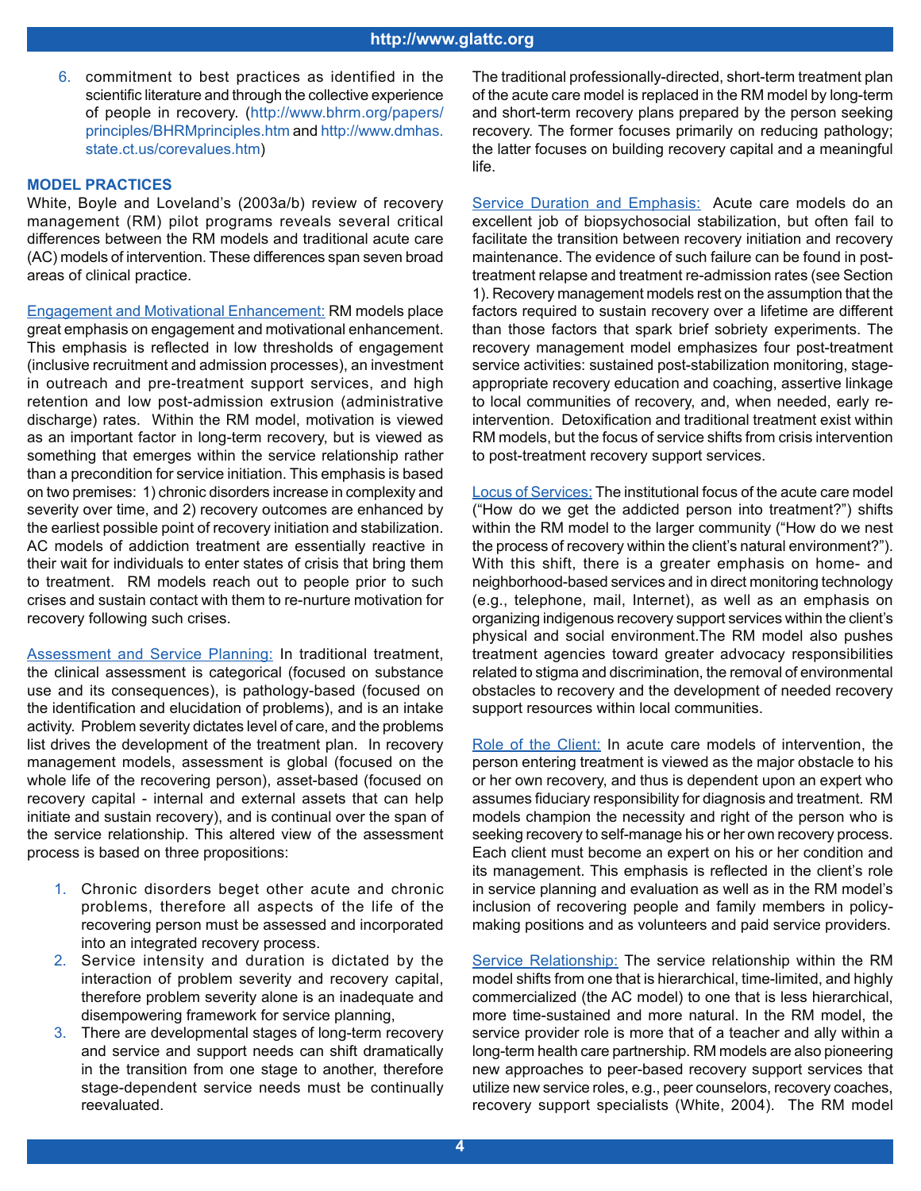6. commitment to best practices as identified in the scientific literature and through the collective experience of people in recovery. (http://www.bhrm.org/papers/principles/BHRMprinciples.htm and http://www.dmhas.state.ct.us/corevalues.htm)

## MODEL PRACTICES

White, Boyle and Loveland's (2003a/b) review of recovery management (RM) pilot programs reveals several critical differences between the RM models and traditional acute care (AC) models of intervention. These differences span seven broad areas of clinical practice.

Engagement and Motivational Enhancement: RM models place great emphasis on engagement and motivational enhancement. This emphasis is reflected in low thresholds of engagement (inclusive recruitment and admission processes), an investment in outreach and pre-treatment support services, and high retention and low post-admission extrusion (administrative discharge) rates. Within the RM model, motivation is viewed as an important factor in long-term recovery, but is viewed as something that emerges within the service relationship rather than a precondition for service initiation. This emphasis is based on two premises: 1) chronic disorders increase in complexity and severity over time, and 2) recovery outcomes are enhanced by the earliest possible point of recovery initiation and stabilization. AC models of addiction treatment are essentially reactive in their wait for individuals to enter states of crisis that bring them to treatment. RM models reach out to people prior to such crises and sustain contact with them to re-nurture motivation for recovery following such crises.

Assessment and Service Planning: In traditional treatment, the clinical assessment is categorical (focused on substance use and its consequences), is pathology-based (focused on the identification and elucidation of problems), and is an intake activity. Problem severity dictates level of care, and the problems list drives the development of the treatment plan. In recovery management models, assessment is global (focused on the whole life of the recovering person), asset-based (focused on recovery capital - internal and external assets that can help initiate and sustain recovery), and is continual over the span of the service relationship. This altered view of the assessment process is based on three propositions:

1. Chronic disorders beget other acute and chronic problems, therefore all aspects of the life of the recovering person must be assessed and incorporated into an integrated recovery process.
2. Service intensity and duration is dictated by the interaction of problem severity and recovery capital, therefore problem severity alone is an inadequate and disempowering framework for service planning,
3. There are developmental stages of long-term recovery and service and support needs can shift dramatically in the transition from one stage to another, therefore stage-dependent service needs must be continually reevaluated.

The traditional professionally-directed, short-term treatment plan of the acute care model is replaced in the RM model by long-term and short-term recovery plans prepared by the person seeking recovery. The former focuses primarily on reducing pathology; the latter focuses on building recovery capital and a meaningful life.

Service Duration and Emphasis: Acute care models do an excellent job of biopsychosocial stabilization, but often fail to facilitate the transition between recovery initiation and recovery maintenance. The evidence of such failure can be found in post-treatment relapse and treatment re-admission rates (see Section 1). Recovery management models rest on the assumption that the factors required to sustain recovery over a lifetime are different than those factors that spark brief sobriety experiments. The recovery management model emphasizes four post-treatment service activities: sustained post-stabilization monitoring, stage-appropriate recovery education and coaching, assertive linkage to local communities of recovery, and, when needed, early re-intervention. Detoxification and traditional treatment exist within RM models, but the focus of service shifts from crisis intervention to post-treatment recovery support services.

Locus of Services: The institutional focus of the acute care model ("How do we get the addicted person into treatment?") shifts within the RM model to the larger community ("How do we nest the process of recovery within the client's natural environment?"). With this shift, there is a greater emphasis on home- and neighborhood-based services and in direct monitoring technology (e.g., telephone, mail, Internet), as well as an emphasis on organizing indigenous recovery support services within the client's physical and social environment.The RM model also pushes treatment agencies toward greater advocacy responsibilities related to stigma and discrimination, the removal of environmental obstacles to recovery and the development of needed recovery support resources within local communities.

Role of the Client: In acute care models of intervention, the person entering treatment is viewed as the major obstacle to his or her own recovery, and thus is dependent upon an expert who assumes fiduciary responsibility for diagnosis and treatment. RM models champion the necessity and right of the person who is seeking recovery to self-manage his or her own recovery process. Each client must become an expert on his or her condition and its management. This emphasis is reflected in the client's role in service planning and evaluation as well as in the RM model's inclusion of recovering people and family members in policy-making positions and as volunteers and paid service providers.

Service Relationship: The service relationship within the RM model shifts from one that is hierarchical, time-limited, and highly commercialized (the AC model) to one that is less hierarchical, more time-sustained and more natural. In the RM model, the service provider role is more that of a teacher and ally within a long-term health care partnership. RM models are also pioneering new approaches to peer-based recovery support services that utilize new service roles, e.g., peer counselors, recovery coaches, recovery support specialists (White, 2004). The RM model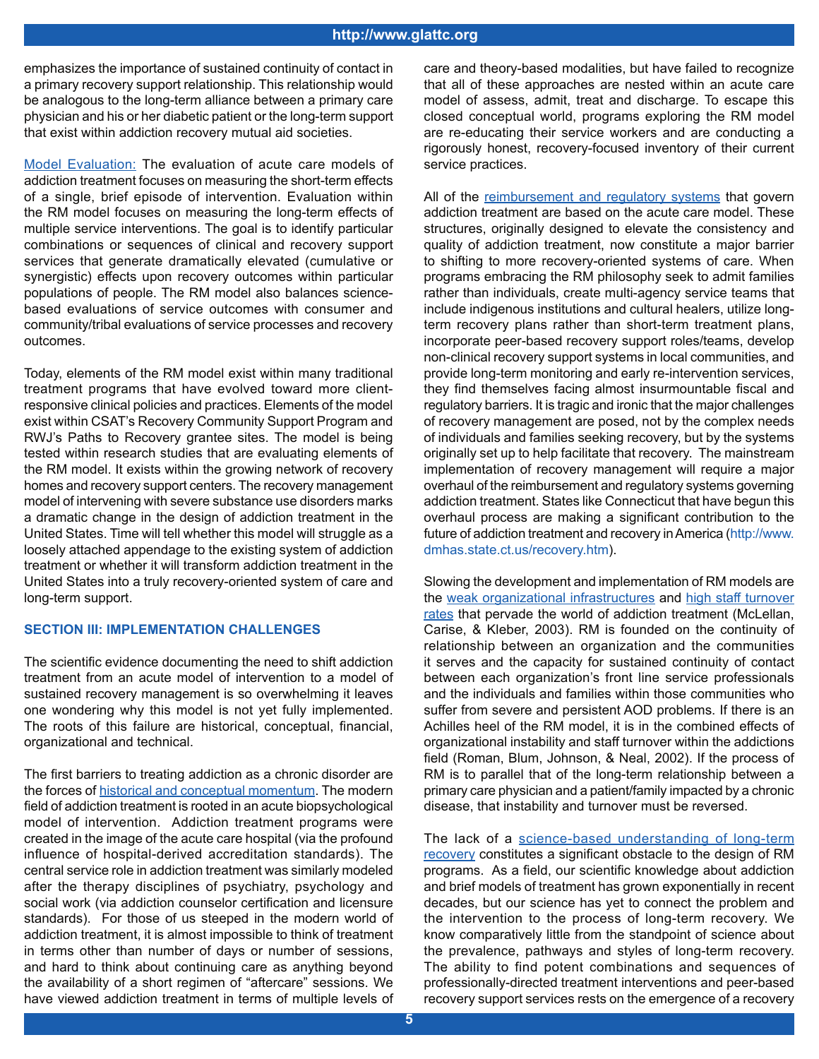emphasizes the importance of sustained continuity of contact in a primary recovery support relationship. This relationship would be analogous to the long-term alliance between a primary care physician and his or her diabetic patient or the long-term support that exist within addiction recovery mutual aid societies.

Model Evaluation: The evaluation of acute care models of addiction treatment focuses on measuring the short-term effects of a single, brief episode of intervention. Evaluation within the RM model focuses on measuring the long-term effects of multiple service interventions. The goal is to identify particular combinations or sequences of clinical and recovery support services that generate dramatically elevated (cumulative or synergistic) effects upon recovery outcomes within particular populations of people. The RM model also balances science-based evaluations of service outcomes with consumer and community/tribal evaluations of service processes and recovery outcomes.

Today, elements of the RM model exist within many traditional treatment programs that have evolved toward more client-responsive clinical policies and practices. Elements of the model exist within CSAT's Recovery Community Support Program and RWJ's Paths to Recovery grantee sites. The model is being tested within research studies that are evaluating elements of the RM model. It exists within the growing network of recovery homes and recovery support centers. The recovery management model of intervening with severe substance use disorders marks a dramatic change in the design of addiction treatment in the United States. Time will tell whether this model will struggle as a loosely attached appendage to the existing system of addiction treatment or whether it will transform addiction treatment in the United States into a truly recovery-oriented system of care and long-term support.

## SECTION III: IMPLEMENTATION CHALLENGES

The scientific evidence documenting the need to shift addiction treatment from an acute model of intervention to a model of sustained recovery management is so overwhelming it leaves one wondering why this model is not yet fully implemented. The roots of this failure are historical, conceptual, financial, organizational and technical.

The first barriers to treating addiction as a chronic disorder are the forces of historical and conceptual momentum. The modern field of addiction treatment is rooted in an acute biopsychological model of intervention. Addiction treatment programs were created in the image of the acute care hospital (via the profound influence of hospital-derived accreditation standards). The central service role in addiction treatment was similarly modeled after the therapy disciplines of psychiatry, psychology and social work (via addiction counselor certification and licensure standards). For those of us steeped in the modern world of addiction treatment, it is almost impossible to think of treatment in terms other than number of days or number of sessions, and hard to think about continuing care as anything beyond the availability of a short regimen of "aftercare" sessions. We have viewed addiction treatment in terms of multiple levels of care and theory-based modalities, but have failed to recognize that all of these approaches are nested within an acute care model of assess, admit, treat and discharge. To escape this closed conceptual world, programs exploring the RM model are re-educating their service workers and are conducting a rigorously honest, recovery-focused inventory of their current service practices.

All of the reimbursement and regulatory systems that govern addiction treatment are based on the acute care model. These structures, originally designed to elevate the consistency and quality of addiction treatment, now constitute a major barrier to shifting to more recovery-oriented systems of care. When programs embracing the RM philosophy seek to admit families rather than individuals, create multi-agency service teams that include indigenous institutions and cultural healers, utilize long-term recovery plans rather than short-term treatment plans, incorporate peer-based recovery support roles/teams, develop non-clinical recovery support systems in local communities, and provide long-term monitoring and early re-intervention services, they find themselves facing almost insurmountable fiscal and regulatory barriers. It is tragic and ironic that the major challenges of recovery management are posed, not by the complex needs of individuals and families seeking recovery, but by the systems originally set up to help facilitate that recovery. The mainstream implementation of recovery management will require a major overhaul of the reimbursement and regulatory systems governing addiction treatment. States like Connecticut that have begun this overhaul process are making a significant contribution to the future of addiction treatment and recovery in America (http://www.dmhas.state.ct.us/recovery.htm).

Slowing the development and implementation of RM models are the weak organizational infrastructures and high staff turnover rates that pervade the world of addiction treatment (McLellan, Carise, & Kleber, 2003). RM is founded on the continuity of relationship between an organization and the communities it serves and the capacity for sustained continuity of contact between each organization's front line service professionals and the individuals and families within those communities who suffer from severe and persistent AOD problems. If there is an Achilles heel of the RM model, it is in the combined effects of organizational instability and staff turnover within the addictions field (Roman, Blum, Johnson, & Neal, 2002). If the process of RM is to parallel that of the long-term relationship between a primary care physician and a patient/family impacted by a chronic disease, that instability and turnover must be reversed.

The lack of a science-based understanding of long-term recovery constitutes a significant obstacle to the design of RM programs. As a field, our scientific knowledge about addiction and brief models of treatment has grown exponentially in recent decades, but our science has yet to connect the problem and the intervention to the process of long-term recovery. We know comparatively little from the standpoint of science about the prevalence, pathways and styles of long-term recovery. The ability to find potent combinations and sequences of professionally-directed treatment interventions and peer-based recovery support services rests on the emergence of a recovery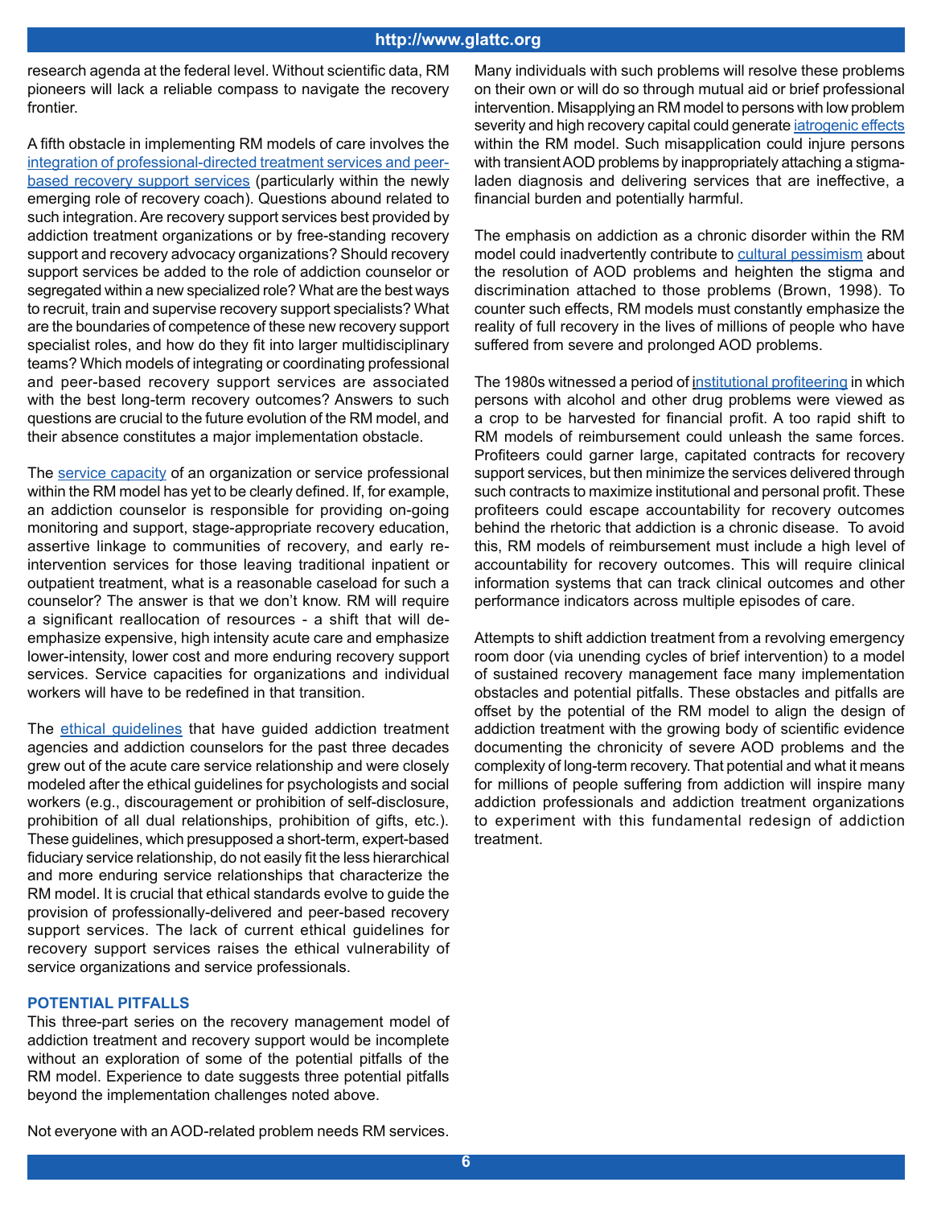research agenda at the federal level. Without scientific data, RM pioneers will lack a reliable compass to navigate the recovery frontier.

A fifth obstacle in implementing RM models of care involves the integration of professional-directed treatment services and peer-based recovery support services (particularly within the newly emerging role of recovery coach). Questions abound related to such integration. Are recovery support services best provided by addiction treatment organizations or by free-standing recovery support and recovery advocacy organizations? Should recovery support services be added to the role of addiction counselor or segregated within a new specialized role? What are the best ways to recruit, train and supervise recovery support specialists? What are the boundaries of competence of these new recovery support specialist roles, and how do they fit into larger multidisciplinary teams? Which models of integrating or coordinating professional and peer-based recovery support services are associated with the best long-term recovery outcomes? Answers to such questions are crucial to the future evolution of the RM model, and their absence constitutes a major implementation obstacle.

The service capacity of an organization or service professional within the RM model has yet to be clearly defined. If, for example, an addiction counselor is responsible for providing on-going monitoring and support, stage-appropriate recovery education, assertive linkage to communities of recovery, and early re-intervention services for those leaving traditional inpatient or outpatient treatment, what is a reasonable caseload for such a counselor? The answer is that we don't know. RM will require a significant reallocation of resources - a shift that will de-emphasize expensive, high intensity acute care and emphasize lower-intensity, lower cost and more enduring recovery support services. Service capacities for organizations and individual workers will have to be redefined in that transition.

The ethical guidelines that have guided addiction treatment agencies and addiction counselors for the past three decades grew out of the acute care service relationship and were closely modeled after the ethical guidelines for psychologists and social workers (e.g., discouragement or prohibition of self-disclosure, prohibition of all dual relationships, prohibition of gifts, etc.). These guidelines, which presupposed a short-term, expert-based fiduciary service relationship, do not easily fit the less hierarchical and more enduring service relationships that characterize the RM model. It is crucial that ethical standards evolve to guide the provision of professionally-delivered and peer-based recovery support services. The lack of current ethical guidelines for recovery support services raises the ethical vulnerability of service organizations and service professionals.

### POTENTIAL PITFALLS

This three-part series on the recovery management model of addiction treatment and recovery support would be incomplete without an exploration of some of the potential pitfalls of the RM model. Experience to date suggests three potential pitfalls beyond the implementation challenges noted above.

Not everyone with an AOD-related problem needs RM services. Many individuals with such problems will resolve these problems on their own or will do so through mutual aid or brief professional intervention. Misapplying an RM model to persons with low problem severity and high recovery capital could generate iatrogenic effects within the RM model. Such misapplication could injure persons with transient AOD problems by inappropriately attaching a stigma-laden diagnosis and delivering services that are ineffective, a financial burden and potentially harmful.

The emphasis on addiction as a chronic disorder within the RM model could inadvertently contribute to cultural pessimism about the resolution of AOD problems and heighten the stigma and discrimination attached to those problems (Brown, 1998). To counter such effects, RM models must constantly emphasize the reality of full recovery in the lives of millions of people who have suffered from severe and prolonged AOD problems.

The 1980s witnessed a period of institutional profiteering in which persons with alcohol and other drug problems were viewed as a crop to be harvested for financial profit. A too rapid shift to RM models of reimbursement could unleash the same forces. Profiteers could garner large, capitated contracts for recovery support services, but then minimize the services delivered through such contracts to maximize institutional and personal profit. These profiteers could escape accountability for recovery outcomes behind the rhetoric that addiction is a chronic disease. To avoid this, RM models of reimbursement must include a high level of accountability for recovery outcomes. This will require clinical information systems that can track clinical outcomes and other performance indicators across multiple episodes of care.

Attempts to shift addiction treatment from a revolving emergency room door (via unending cycles of brief intervention) to a model of sustained recovery management face many implementation obstacles and potential pitfalls. These obstacles and pitfalls are offset by the potential of the RM model to align the design of addiction treatment with the growing body of scientific evidence documenting the chronicity of severe AOD problems and the complexity of long-term recovery. That potential and what it means for millions of people suffering from addiction will inspire many addiction professionals and addiction treatment organizations to experiment with this fundamental redesign of addiction treatment.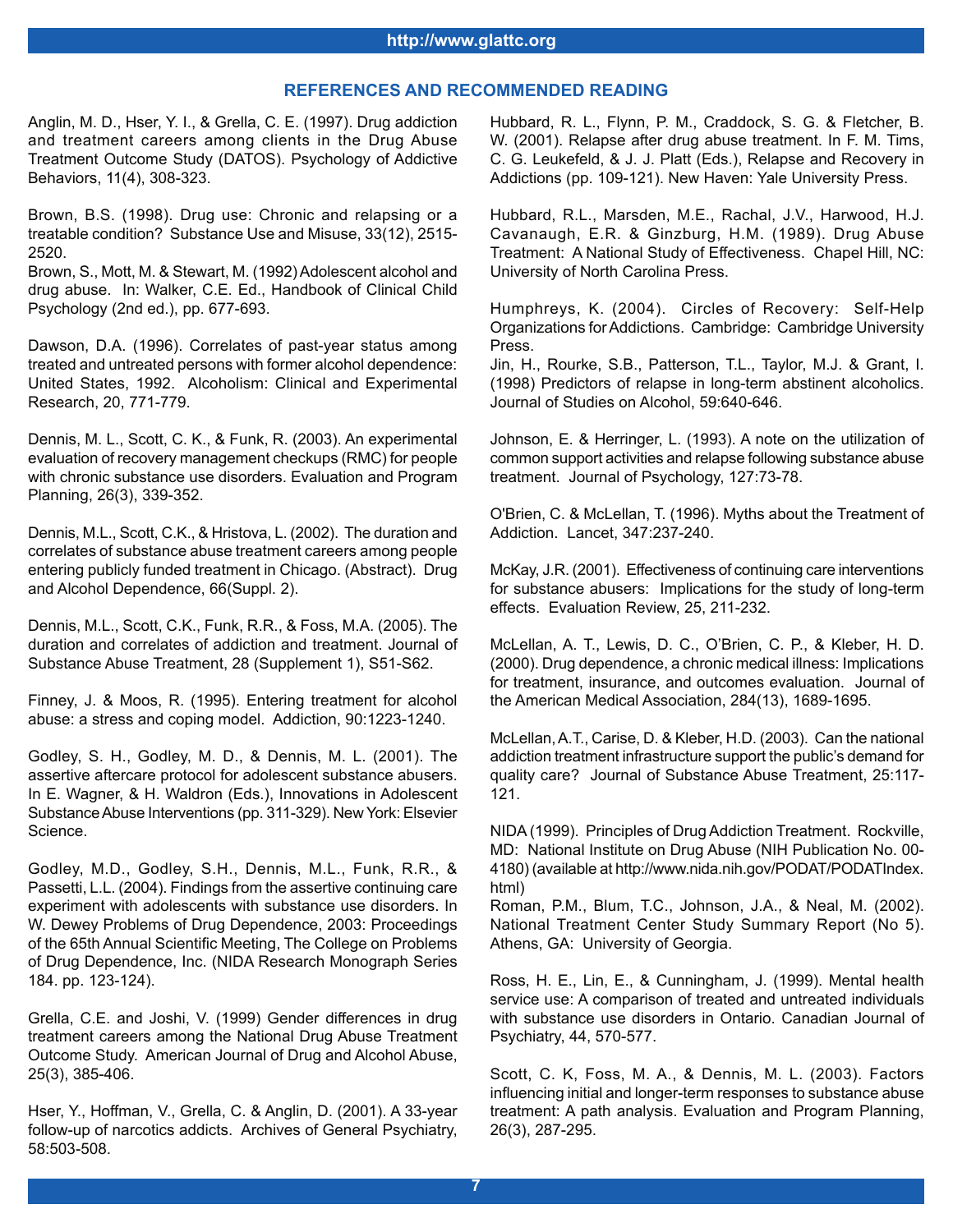## REFERENCES AND RECOMMENDED READING

Anglin, M. D., Hser, Y. I., & Grella, C. E. (1997). Drug addiction and treatment careers among clients in the Drug Abuse Treatment Outcome Study (DATOS). Psychology of Addictive Behaviors, 11(4), 308-323.

Brown, B.S. (1998). Drug use: Chronic and relapsing or a treatable condition? Substance Use and Misuse, 33(12), 2515-2520.

Brown, S., Mott, M. & Stewart, M. (1992) Adolescent alcohol and drug abuse. In: Walker, C.E. Ed., Handbook of Clinical Child Psychology (2nd ed.), pp. 677-693.

Dawson, D.A. (1996). Correlates of past-year status among treated and untreated persons with former alcohol dependence: United States, 1992. Alcoholism: Clinical and Experimental Research, 20, 771-779.

Dennis, M. L., Scott, C. K., & Funk, R. (2003). An experimental evaluation of recovery management checkups (RMC) for people with chronic substance use disorders. Evaluation and Program Planning, 26(3), 339-352.

Dennis, M.L., Scott, C.K., & Hristova, L. (2002). The duration and correlates of substance abuse treatment careers among people entering publicly funded treatment in Chicago. (Abstract). Drug and Alcohol Dependence, 66(Suppl. 2).

Dennis, M.L., Scott, C.K., Funk, R.R., & Foss, M.A. (2005). The duration and correlates of addiction and treatment. Journal of Substance Abuse Treatment, 28 (Supplement 1), S51-S62.

Finney, J. & Moos, R. (1995). Entering treatment for alcohol abuse: a stress and coping model. Addiction, 90:1223-1240.

Godley, S. H., Godley, M. D., & Dennis, M. L. (2001). The assertive aftercare protocol for adolescent substance abusers. In E. Wagner, & H. Waldron (Eds.), Innovations in Adolescent Substance Abuse Interventions (pp. 311-329). New York: Elsevier Science.

Godley, M.D., Godley, S.H., Dennis, M.L., Funk, R.R., & Passetti, L.L. (2004). Findings from the assertive continuing care experiment with adolescents with substance use disorders. In W. Dewey Problems of Drug Dependence, 2003: Proceedings of the 65th Annual Scientific Meeting, The College on Problems of Drug Dependence, Inc. (NIDA Research Monograph Series 184. pp. 123-124).

Grella, C.E. and Joshi, V. (1999) Gender differences in drug treatment careers among the National Drug Abuse Treatment Outcome Study. American Journal of Drug and Alcohol Abuse, 25(3), 385-406.

Hser, Y., Hoffman, V., Grella, C. & Anglin, D. (2001). A 33-year follow-up of narcotics addicts. Archives of General Psychiatry, 58:503-508.

Hubbard, R. L., Flynn, P. M., Craddock, S. G. & Fletcher, B. W. (2001). Relapse after drug abuse treatment. In F. M. Tims, C. G. Leukefeld, & J. J. Platt (Eds.), Relapse and Recovery in Addictions (pp. 109-121). New Haven: Yale University Press.

Hubbard, R.L., Marsden, M.E., Rachal, J.V., Harwood, H.J. Cavanaugh, E.R. & Ginzburg, H.M. (1989). Drug Abuse Treatment: A National Study of Effectiveness. Chapel Hill, NC: University of North Carolina Press.

Humphreys, K. (2004). Circles of Recovery: Self-Help Organizations for Addictions. Cambridge: Cambridge University Press.

Jin, H., Rourke, S.B., Patterson, T.L., Taylor, M.J. & Grant, I. (1998) Predictors of relapse in long-term abstinent alcoholics. Journal of Studies on Alcohol, 59:640-646.

Johnson, E. & Herringer, L. (1993). A note on the utilization of common support activities and relapse following substance abuse treatment. Journal of Psychology, 127:73-78.

O'Brien, C. & McLellan, T. (1996). Myths about the Treatment of Addiction. Lancet, 347:237-240.

McKay, J.R. (2001). Effectiveness of continuing care interventions for substance abusers: Implications for the study of long-term effects. Evaluation Review, 25, 211-232.

McLellan, A. T., Lewis, D. C., O'Brien, C. P., & Kleber, H. D. (2000). Drug dependence, a chronic medical illness: Implications for treatment, insurance, and outcomes evaluation. Journal of the American Medical Association, 284(13), 1689-1695.

McLellan, A.T., Carise, D. & Kleber, H.D. (2003). Can the national addiction treatment infrastructure support the public's demand for quality care? Journal of Substance Abuse Treatment, 25:117-121.

NIDA (1999). Principles of Drug Addiction Treatment. Rockville, MD: National Institute on Drug Abuse (NIH Publication No. 00-4180) (available at http://www.nida.nih.gov/PODAT/PODATIndex.html)

Roman, P.M., Blum, T.C., Johnson, J.A., & Neal, M. (2002). National Treatment Center Study Summary Report (No 5). Athens, GA: University of Georgia.

Ross, H. E., Lin, E., & Cunningham, J. (1999). Mental health service use: A comparison of treated and untreated individuals with substance use disorders in Ontario. Canadian Journal of Psychiatry, 44, 570-577.

Scott, C. K, Foss, M. A., & Dennis, M. L. (2003). Factors influencing initial and longer-term responses to substance abuse treatment: A path analysis. Evaluation and Program Planning, 26(3), 287-295.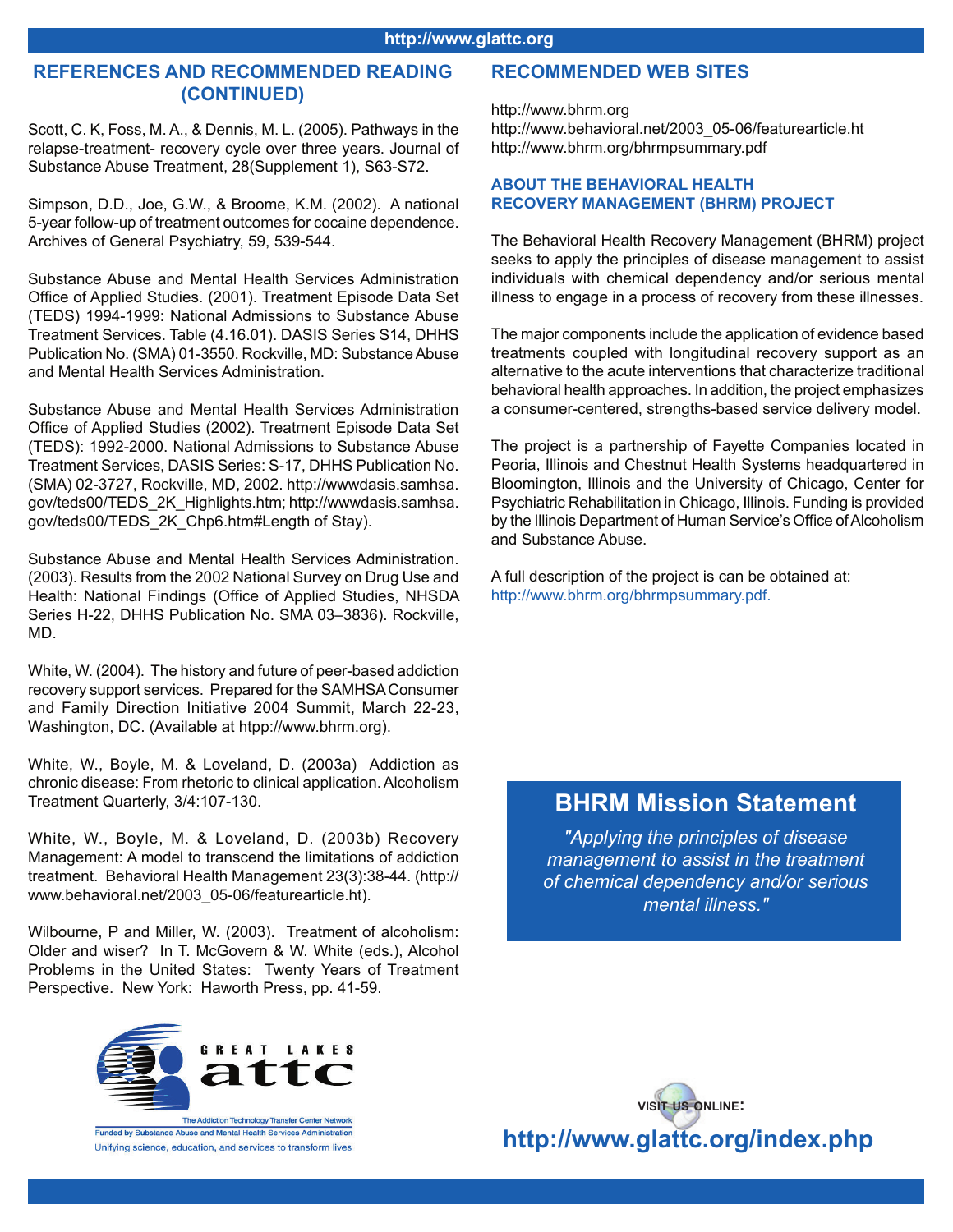## REFERENCES AND RECOMMENDED READING (CONTINUED)

Scott, C. K, Foss, M. A., & Dennis, M. L. (2005). Pathways in the relapse-treatment- recovery cycle over three years. Journal of Substance Abuse Treatment, 28(Supplement 1), S63-S72.

Simpson, D.D., Joe, G.W., & Broome, K.M. (2002). A national 5-year follow-up of treatment outcomes for cocaine dependence. Archives of General Psychiatry, 59, 539-544.

Substance Abuse and Mental Health Services Administration Office of Applied Studies. (2001). Treatment Episode Data Set (TEDS) 1994-1999: National Admissions to Substance Abuse Treatment Services. Table (4.16.01). DASIS Series S14, DHHS Publication No. (SMA) 01-3550. Rockville, MD: Substance Abuse and Mental Health Services Administration.

Substance Abuse and Mental Health Services Administration Office of Applied Studies (2002). Treatment Episode Data Set (TEDS): 1992-2000. National Admissions to Substance Abuse Treatment Services, DASIS Series: S-17, DHHS Publication No. (SMA) 02-3727, Rockville, MD, 2002. http://wwwdasis.samhsa.gov/teds00/TEDS_2K_Highlights.htm; http://wwwdasis.samhsa.gov/teds00/TEDS_2K_Chp6.htm#Length of Stay).

Substance Abuse and Mental Health Services Administration. (2003). Results from the 2002 National Survey on Drug Use and Health: National Findings (Office of Applied Studies, NHSDA Series H-22, DHHS Publication No. SMA 03–3836). Rockville, MD.

White, W. (2004). The history and future of peer-based addiction recovery support services. Prepared for the SAMHSA Consumer and Family Direction Initiative 2004 Summit, March 22-23, Washington, DC. (Available at htpp://www.bhrm.org).

White, W., Boyle, M. & Loveland, D. (2003a) Addiction as chronic disease: From rhetoric to clinical application. Alcoholism Treatment Quarterly, 3/4:107-130.

White, W., Boyle, M. & Loveland, D. (2003b) Recovery Management: A model to transcend the limitations of addiction treatment. Behavioral Health Management 23(3):38-44. (http://www.behavioral.net/2003_05-06/featurearticle.ht).

Wilbourne, P and Miller, W. (2003). Treatment of alcoholism: Older and wiser? In T. McGovern & W. White (eds.), Alcohol Problems in the United States: Twenty Years of Treatment Perspective. New York: Haworth Press, pp. 41-59.

GREAT LAKES attc

The Addiction Technology Transfer Center Network

Funded by Substance Abuse and Mental Health Services Administration

Unifying science, education, and services to transform lives

## RECOMMENDED WEB SITES

http://www.bhrm.org
http://www.behavioral.net/2003_05-06/featurearticle.ht
http://www.bhrm.org/bhrmpsummary.pdf

### ABOUT THE BEHAVIORAL HEALTH RECOVERY MANAGEMENT (BHRM) PROJECT

The Behavioral Health Recovery Management (BHRM) project seeks to apply the principles of disease management to assist individuals with chemical dependency and/or serious mental illness to engage in a process of recovery from these illnesses.

The major components include the application of evidence based treatments coupled with longitudinal recovery support as an alternative to the acute interventions that characterize traditional behavioral health approaches. In addition, the project emphasizes a consumer-centered, strengths-based service delivery model.

The project is a partnership of Fayette Companies located in Peoria, Illinois and Chestnut Health Systems headquartered in Bloomington, Illinois and the University of Chicago, Center for Psychiatric Rehabilitation in Chicago, Illinois. Funding is provided by the Illinois Department of Human Service's Office of Alcoholism and Substance Abuse.

A full description of the project is can be obtained at: http://www.bhrm.org/bhrmpsummary.pdf.

## BHRM Mission Statement

*"Applying the principles of disease management to assist in the treatment of chemical dependency and/or serious mental illness."*

VISIT US ONLINE:

**http://www.glattc.org/index.php**